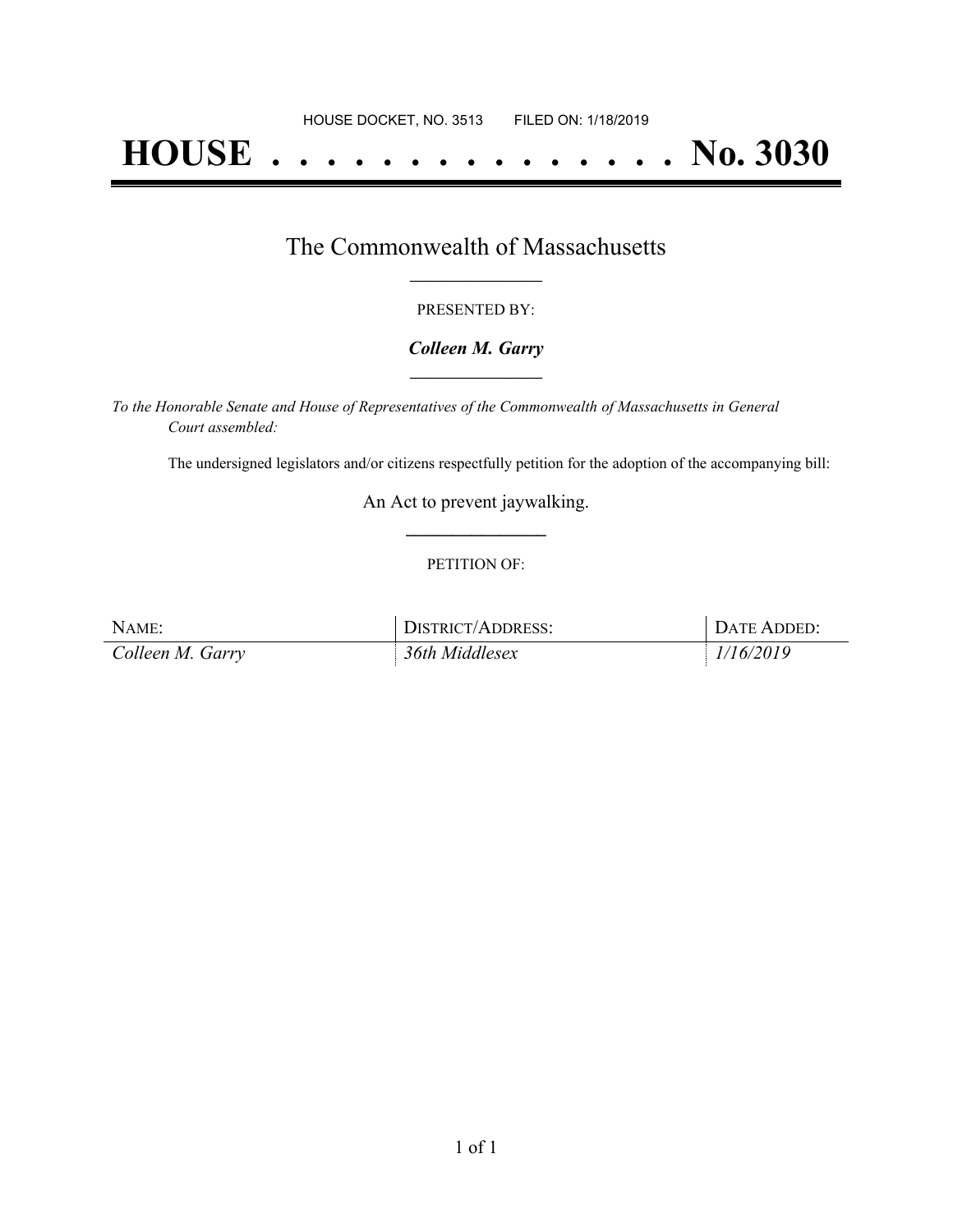HOUSE DOCKET, NO. 3513 FILED ON: 1/18/2019

# HOUSE . . . . . . . . . . . . . . . No. 3030

## The Commonwealth of Massachusetts

PRESENTED BY:

***Colleen M. Garry***

*To the Honorable Senate and House of Representatives of the Commonwealth of Massachusetts in General Court assembled:*

The undersigned legislators and/or citizens respectfully petition for the adoption of the accompanying bill:

An Act to prevent jaywalking.

PETITION OF:

| NAME: | DISTRICT/ADDRESS: | DATE ADDED: |
|---|---|---|
| *Colleen M. Garry* | *36th Middlesex* | *1/16/2019* |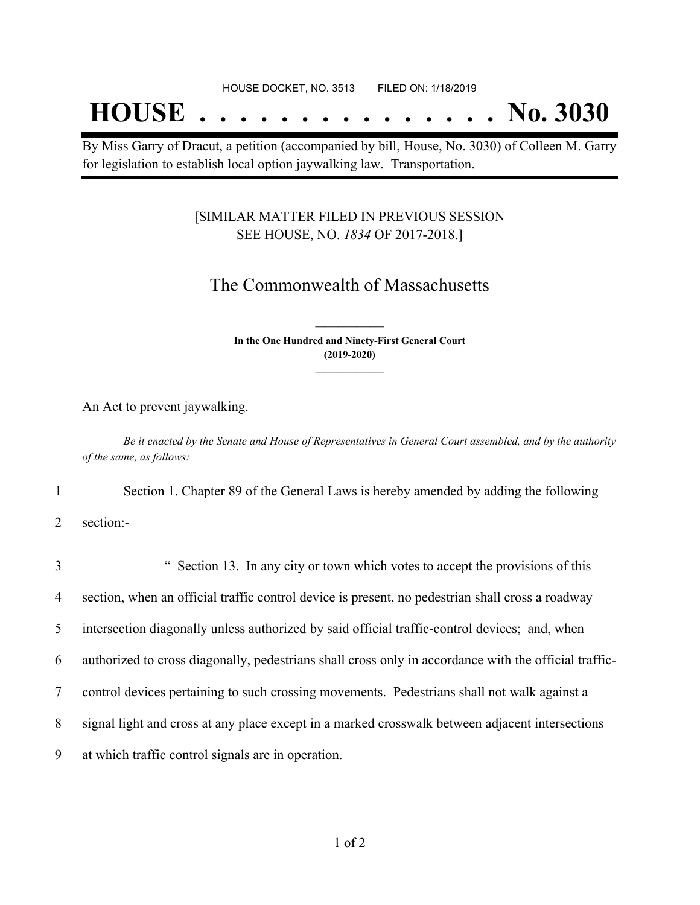HOUSE DOCKET, NO. 3513        FILED ON: 1/18/2019

# HOUSE . . . . . . . . . . . . . . . No. 3030

By Miss Garry of Dracut, a petition (accompanied by bill, House, No. 3030) of Colleen M. Garry for legislation to establish local option jaywalking law. Transportation.

[SIMILAR MATTER FILED IN PREVIOUS SESSION SEE HOUSE, NO. *1834* OF 2017-2018.]

## The Commonwealth of Massachusetts

**In the One Hundred and Ninety-First General Court (2019-2020)**

An Act to prevent jaywalking.

*Be it enacted by the Senate and House of Representatives in General Court assembled, and by the authority of the same, as follows:*

1 Section 1. Chapter 89 of the General Laws is hereby amended by adding the following
2 section:-

3 " Section 13. In any city or town which votes to accept the provisions of this
4 section, when an official traffic control device is present, no pedestrian shall cross a roadway
5 intersection diagonally unless authorized by said official traffic-control devices; and, when
6 authorized to cross diagonally, pedestrians shall cross only in accordance with the official traffic-
7 control devices pertaining to such crossing movements. Pedestrians shall not walk against a
8 signal light and cross at any place except in a marked crosswalk between adjacent intersections
9 at which traffic control signals are in operation.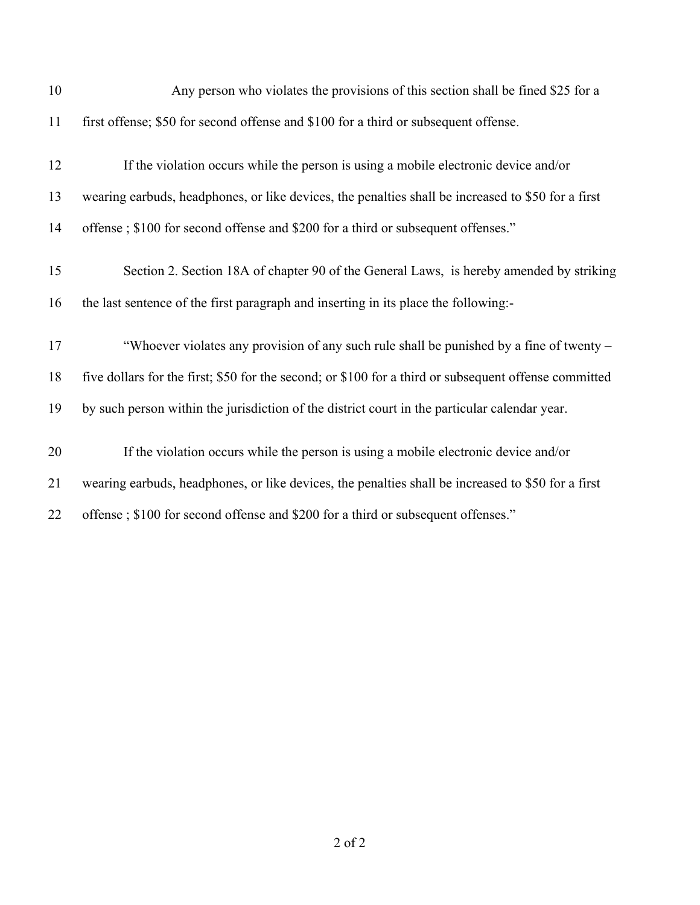Any person who violates the provisions of this section shall be fined $25 for a first offense; $50 for second offense and $100 for a third or subsequent offense.

If the violation occurs while the person is using a mobile electronic device and/or wearing earbuds, headphones, or like devices, the penalties shall be increased to $50 for a first offense ; $100 for second offense and $200 for a third or subsequent offenses."

Section 2. Section 18A of chapter 90 of the General Laws, is hereby amended by striking the last sentence of the first paragraph and inserting in its place the following:-

"Whoever violates any provision of any such rule shall be punished by a fine of twenty – five dollars for the first; $50 for the second; or $100 for a third or subsequent offense committed by such person within the jurisdiction of the district court in the particular calendar year.

If the violation occurs while the person is using a mobile electronic device and/or wearing earbuds, headphones, or like devices, the penalties shall be increased to $50 for a first offense ; $100 for second offense and $200 for a third or subsequent offenses."